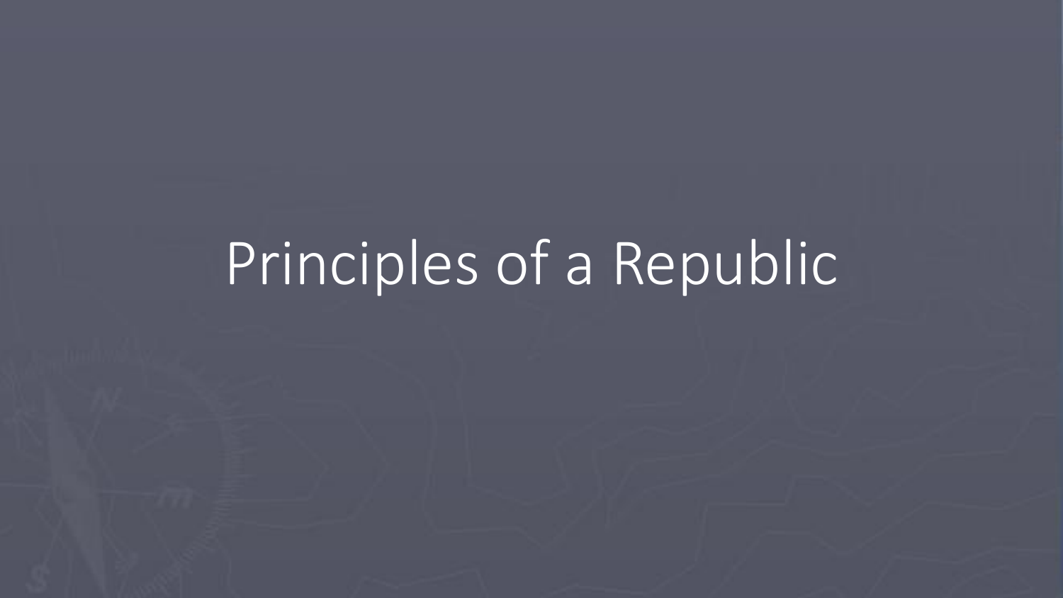# Principles of a Republic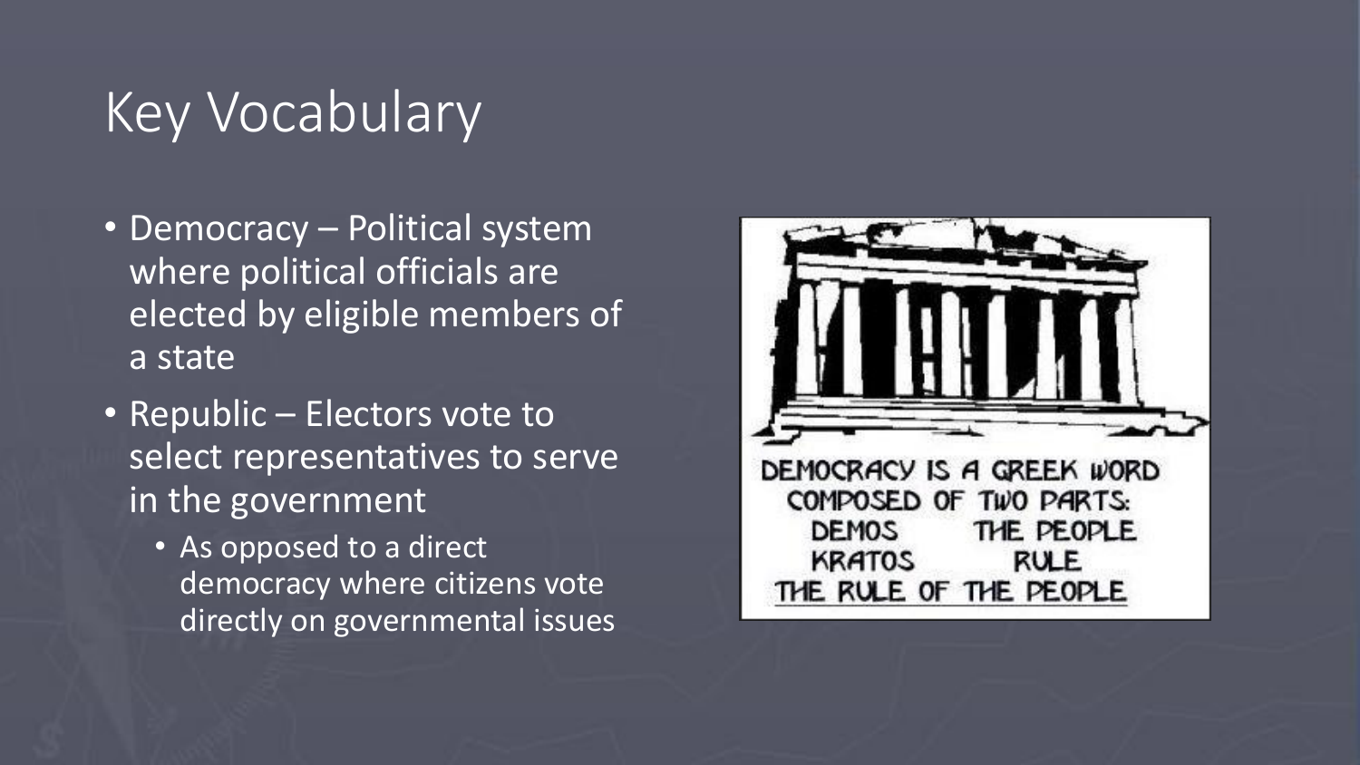# Key Vocabulary

- Democracy – Political system where political officials are elected by eligible members of a state
- Republic – Electors vote to select representatives to serve in the government
  - As opposed to a direct democracy where citizens vote directly on governmental issues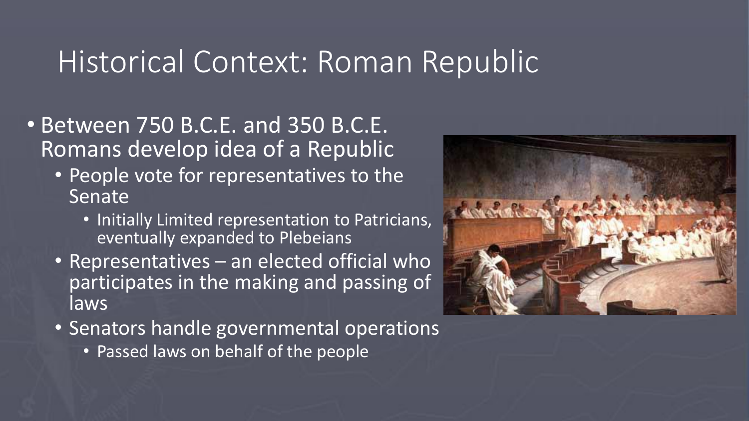# Historical Context: Roman Republic

- Between 750 B.C.E. and 350 B.C.E. Romans develop idea of a Republic
  - People vote for representatives to the Senate
    - Initially Limited representation to Patricians, eventually expanded to Plebeians
  - Representatives – an elected official who participates in the making and passing of laws
  - Senators handle governmental operations
    - Passed laws on behalf of the people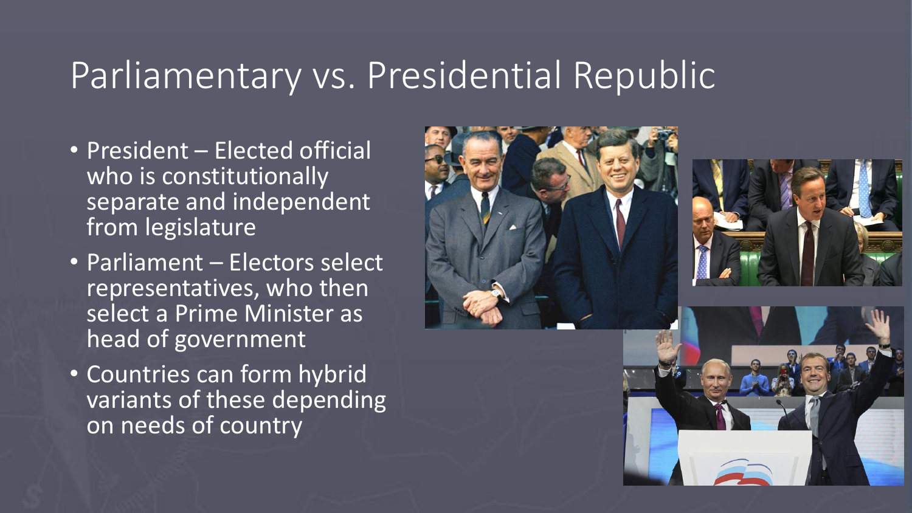# Parliamentary vs. Presidential Republic

- President – Elected official who is constitutionally separate and independent from legislature
- Parliament – Electors select representatives, who then select a Prime Minister as head of government
- Countries can form hybrid variants of these depending on needs of country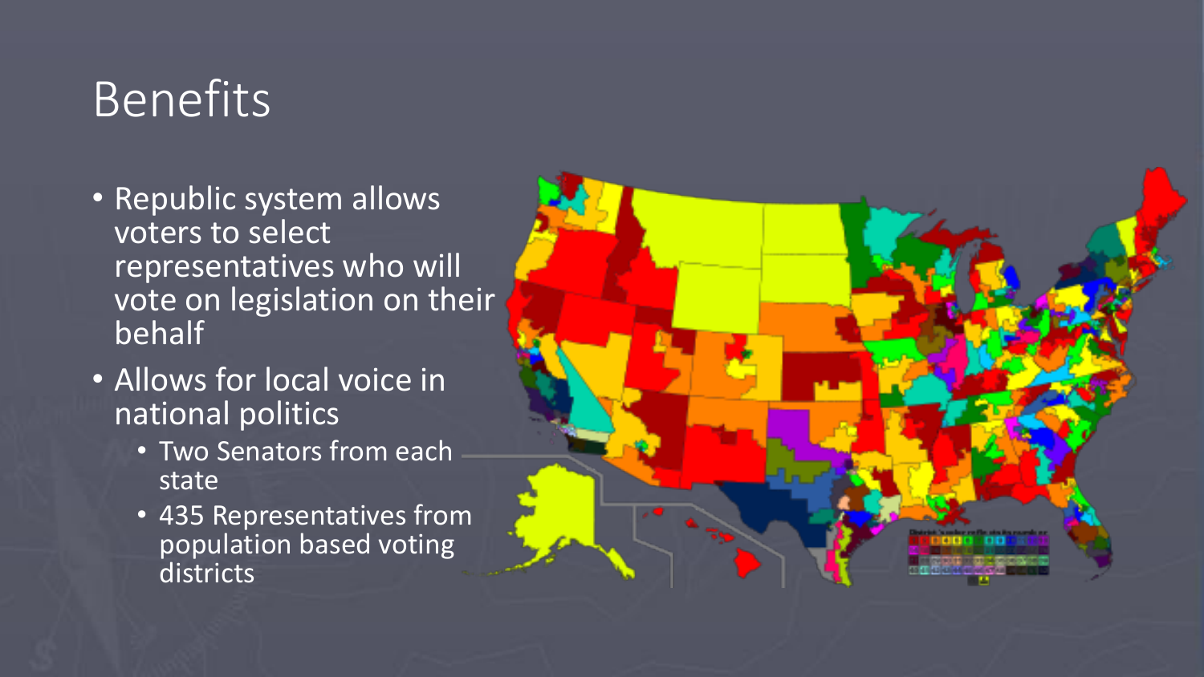# Benefits

- Republic system allows voters to select representatives who will vote on legislation on their behalf
- Allows for local voice in national politics
  - Two Senators from each state
  - 435 Representatives from population based voting districts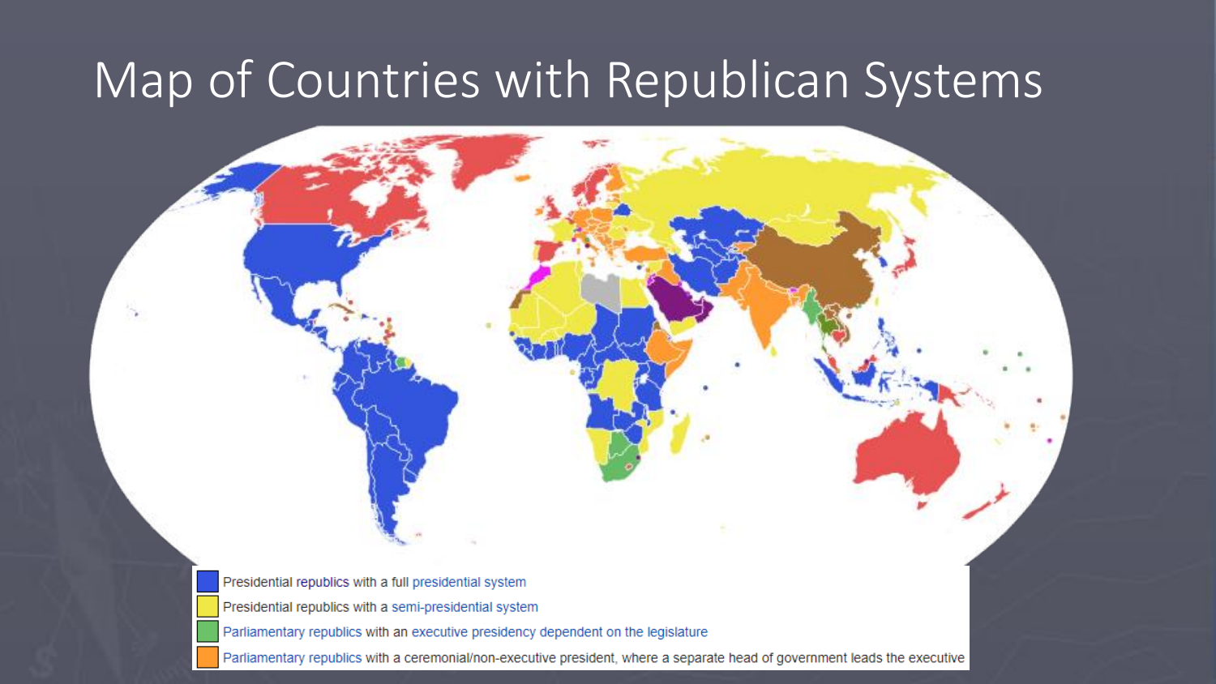# Map of Countries with Republican Systems

- Presidential republics with a full presidential system
- Presidential republics with a semi-presidential system
- Parliamentary republics with an executive presidency dependent on the legislature
- Parliamentary republics with a ceremonial/non-executive president, where a separate head of government leads the executive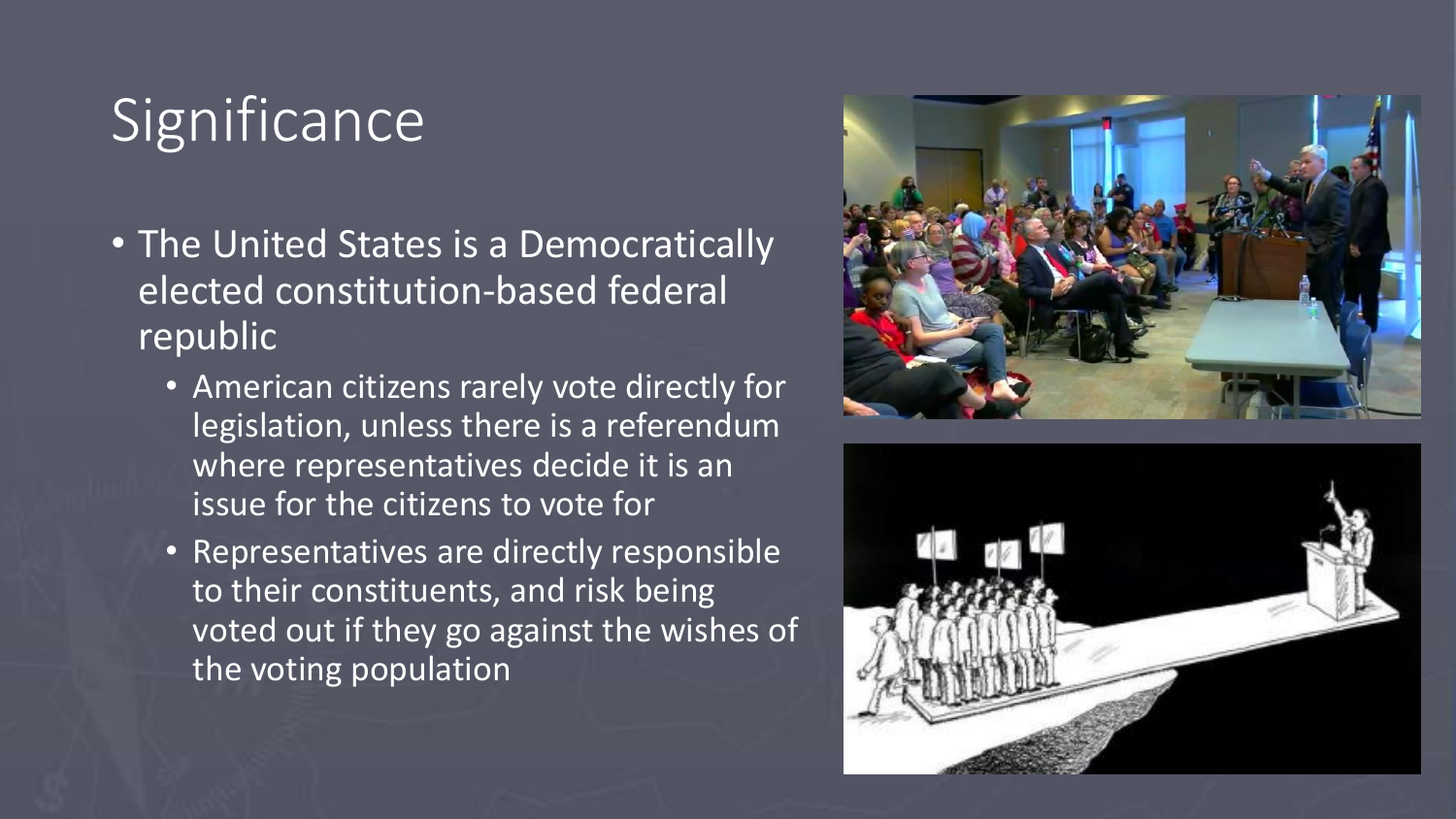# Significance

- The United States is a Democratically elected constitution-based federal republic
  - American citizens rarely vote directly for legislation, unless there is a referendum where representatives decide it is an issue for the citizens to vote for
  - Representatives are directly responsible to their constituents, and risk being voted out if they go against the wishes of the voting population